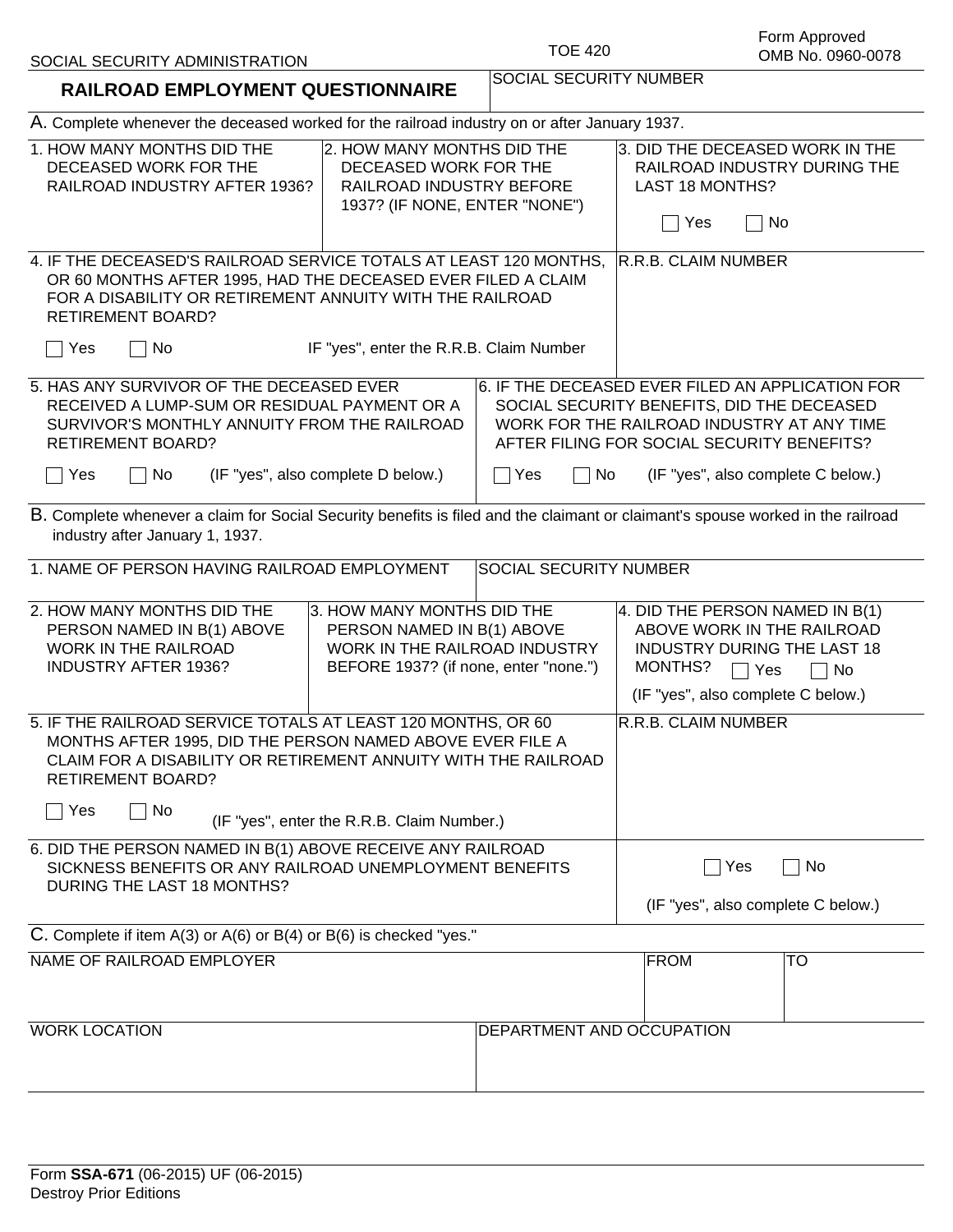SOCIAL SECURITY ADMINISTRATION

TOE 420

Form Approved
OMB No. 0960-0078

# RAILROAD EMPLOYMENT QUESTIONNAIRE

SOCIAL SECURITY NUMBER

## A. Complete whenever the deceased worked for the railroad industry on or after January 1937.

| 1. HOW MANY MONTHS DID THE DECEASED WORK FOR THE RAILROAD INDUSTRY AFTER 1936? | 2. HOW MANY MONTHS DID THE DECEASED WORK FOR THE RAILROAD INDUSTRY BEFORE 1937? (IF NONE, ENTER "NONE") | 3. DID THE DECEASED WORK IN THE RAILROAD INDUSTRY DURING THE LAST 18 MONTHS? ☐ Yes ☐ No |
|---|---|---|

4. IF THE DECEASED'S RAILROAD SERVICE TOTALS AT LEAST 120 MONTHS, OR 60 MONTHS AFTER 1995, HAD THE DECEASED EVER FILED A CLAIM FOR A DISABILITY OR RETIREMENT ANNUITY WITH THE RAILROAD RETIREMENT BOARD?

☐ Yes ☐ No IF "yes", enter the R.R.B. Claim Number

R.R.B. CLAIM NUMBER

5. HAS ANY SURVIVOR OF THE DECEASED EVER RECEIVED A LUMP-SUM OR RESIDUAL PAYMENT OR A SURVIVOR'S MONTHLY ANNUITY FROM THE RAILROAD RETIREMENT BOARD?

☐ Yes ☐ No (IF "yes", also complete D below.)

6. IF THE DECEASED EVER FILED AN APPLICATION FOR SOCIAL SECURITY BENEFITS, DID THE DECEASED WORK FOR THE RAILROAD INDUSTRY AT ANY TIME AFTER FILING FOR SOCIAL SECURITY BENEFITS?

☐ Yes ☐ No (IF "yes", also complete C below.)

## B. Complete whenever a claim for Social Security benefits is filed and the claimant or claimant's spouse worked in the railroad industry after January 1, 1937.

| 1. NAME OF PERSON HAVING RAILROAD EMPLOYMENT | SOCIAL SECURITY NUMBER |
|---|---|

| 2. HOW MANY MONTHS DID THE PERSON NAMED IN B(1) ABOVE WORK IN THE RAILROAD INDUSTRY AFTER 1936? | 3. HOW MANY MONTHS DID THE PERSON NAMED IN B(1) ABOVE WORK IN THE RAILROAD INDUSTRY BEFORE 1937? (if none, enter "none.") | 4. DID THE PERSON NAMED IN B(1) ABOVE WORK IN THE RAILROAD INDUSTRY DURING THE LAST 18 MONTHS? ☐ Yes ☐ No (IF "yes", also complete C below.) |
|---|---|---|

5. IF THE RAILROAD SERVICE TOTALS AT LEAST 120 MONTHS, OR 60 MONTHS AFTER 1995, DID THE PERSON NAMED ABOVE EVER FILE A CLAIM FOR A DISABILITY OR RETIREMENT ANNUITY WITH THE RAILROAD RETIREMENT BOARD?

☐ Yes ☐ No (IF "yes", enter the R.R.B. Claim Number.)

R.R.B. CLAIM NUMBER

6. DID THE PERSON NAMED IN B(1) ABOVE RECEIVE ANY RAILROAD SICKNESS BENEFITS OR ANY RAILROAD UNEMPLOYMENT BENEFITS DURING THE LAST 18 MONTHS?

☐ Yes ☐ No (IF "yes", also complete C below.)

## C. Complete if item A(3) or A(6) or B(4) or B(6) is checked "yes."

| NAME OF RAILROAD EMPLOYER | FROM | TO |
|---|---|---|
| | | |

| WORK LOCATION | DEPARTMENT AND OCCUPATION |
|---|---|
| | |

Form **SSA-671** (06-2015) UF (06-2015)
Destroy Prior Editions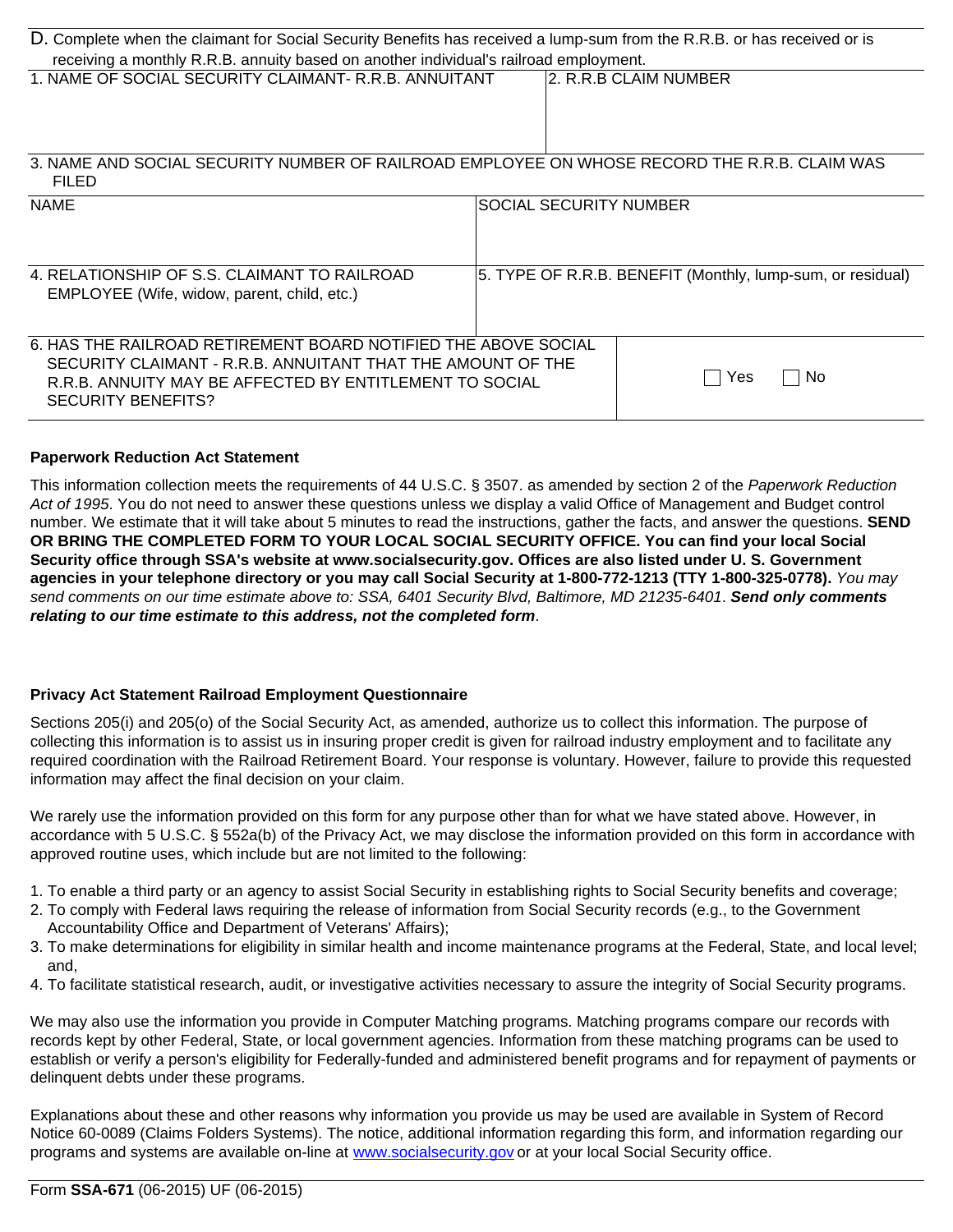D. Complete when the claimant for Social Security Benefits has received a lump-sum from the R.R.B. or has received or is receiving a monthly R.R.B. annuity based on another individual's railroad employment.

| | |
|---|---|
| 1. NAME OF SOCIAL SECURITY CLAIMANT- R.R.B. ANNUITANT | 2. R.R.B CLAIM NUMBER |

3. NAME AND SOCIAL SECURITY NUMBER OF RAILROAD EMPLOYEE ON WHOSE RECORD THE R.R.B. CLAIM WAS FILED

| | |
|---|---|
| NAME | SOCIAL SECURITY NUMBER |
| 4. RELATIONSHIP OF S.S. CLAIMANT TO RAILROAD EMPLOYEE (Wife, widow, parent, child, etc.) | 5. TYPE OF R.R.B. BENEFIT (Monthly, lump-sum, or residual) |

| | |
|---|---|
| 6. HAS THE RAILROAD RETIREMENT BOARD NOTIFIED THE ABOVE SOCIAL SECURITY CLAIMANT - R.R.B. ANNUITANT THAT THE AMOUNT OF THE R.R.B. ANNUITY MAY BE AFFECTED BY ENTITLEMENT TO SOCIAL SECURITY BENEFITS? | ☐ Yes ☐ No |

**Paperwork Reduction Act Statement**

This information collection meets the requirements of 44 U.S.C. § 3507. as amended by section 2 of the *Paperwork Reduction Act of 1995*. You do not need to answer these questions unless we display a valid Office of Management and Budget control number. We estimate that it will take about 5 minutes to read the instructions, gather the facts, and answer the questions. **SEND OR BRING THE COMPLETED FORM TO YOUR LOCAL SOCIAL SECURITY OFFICE. You can find your local Social Security office through SSA's website at www.socialsecurity.gov. Offices are also listed under U. S. Government agencies in your telephone directory or you may call Social Security at 1-800-772-1213 (TTY 1-800-325-0778).** *You may send comments on our time estimate above to: SSA, 6401 Security Blvd, Baltimore, MD 21235-6401*. ***Send only comments relating to our time estimate to this address, not the completed form***.

**Privacy Act Statement Railroad Employment Questionnaire**

Sections 205(i) and 205(o) of the Social Security Act, as amended, authorize us to collect this information. The purpose of collecting this information is to assist us in insuring proper credit is given for railroad industry employment and to facilitate any required coordination with the Railroad Retirement Board. Your response is voluntary. However, failure to provide this requested information may affect the final decision on your claim.

We rarely use the information provided on this form for any purpose other than for what we have stated above. However, in accordance with 5 U.S.C. § 552a(b) of the Privacy Act, we may disclose the information provided on this form in accordance with approved routine uses, which include but are not limited to the following:

1. To enable a third party or an agency to assist Social Security in establishing rights to Social Security benefits and coverage;
2. To comply with Federal laws requiring the release of information from Social Security records (e.g., to the Government Accountability Office and Department of Veterans' Affairs);
3. To make determinations for eligibility in similar health and income maintenance programs at the Federal, State, and local level; and,
4. To facilitate statistical research, audit, or investigative activities necessary to assure the integrity of Social Security programs.

We may also use the information you provide in Computer Matching programs. Matching programs compare our records with records kept by other Federal, State, or local government agencies. Information from these matching programs can be used to establish or verify a person's eligibility for Federally-funded and administered benefit programs and for repayment of payments or delinquent debts under these programs.

Explanations about these and other reasons why information you provide us may be used are available in System of Record Notice 60-0089 (Claims Folders Systems). The notice, additional information regarding this form, and information regarding our programs and systems are available on-line at www.socialsecurity.gov or at your local Social Security office.

Form **SSA-671** (06-2015) UF (06-2015)